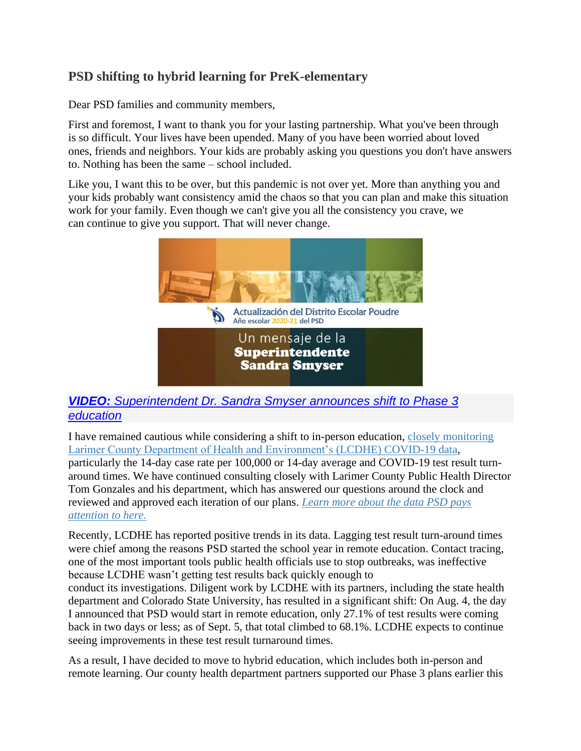## PSD shifting to hybrid learning for PreK-elementary

Dear PSD families and community members,

First and foremost, I want to thank you for your lasting partnership. What you've been through is so difficult. Your lives have been upended. Many of you have been worried about loved ones, friends and neighbors. Your kids are probably asking you questions you don't have answers to. Nothing has been the same – school included.

Like you, I want this to be over, but this pandemic is not over yet. More than anything you and your kids probably want consistency amid the chaos so that you can plan and make this situation work for your family. Even though we can't give you all the consistency you crave, we can continue to give you support. That will never change.

Actualización del Distrito Escolar Poudre
Año escolar 2020-21 del PSD

Un mensaje de la **Superintendente Sandra Smyser**

***VIDEO:*** *Superintendent Dr. Sandra Smyser announces shift to Phase 3 education*

I have remained cautious while considering a shift to in-person education, closely monitoring Larimer County Department of Health and Environment's (LCDHE) COVID-19 data, particularly the 14-day case rate per 100,000 or 14-day average and COVID-19 test result turn-around times. We have continued consulting closely with Larimer County Public Health Director Tom Gonzales and his department, which has answered our questions around the clock and reviewed and approved each iteration of our plans. *Learn more about the data PSD pays attention to here.*

Recently, LCDHE has reported positive trends in its data. Lagging test result turn-around times were chief among the reasons PSD started the school year in remote education. Contact tracing, one of the most important tools public health officials use to stop outbreaks, was ineffective because LCDHE wasn't getting test results back quickly enough to conduct its investigations. Diligent work by LCDHE with its partners, including the state health department and Colorado State University, has resulted in a significant shift: On Aug. 4, the day I announced that PSD would start in remote education, only 27.1% of test results were coming back in two days or less; as of Sept. 5, that total climbed to 68.1%. LCDHE expects to continue seeing improvements in these test result turnaround times.

As a result, I have decided to move to hybrid education, which includes both in-person and remote learning. Our county health department partners supported our Phase 3 plans earlier this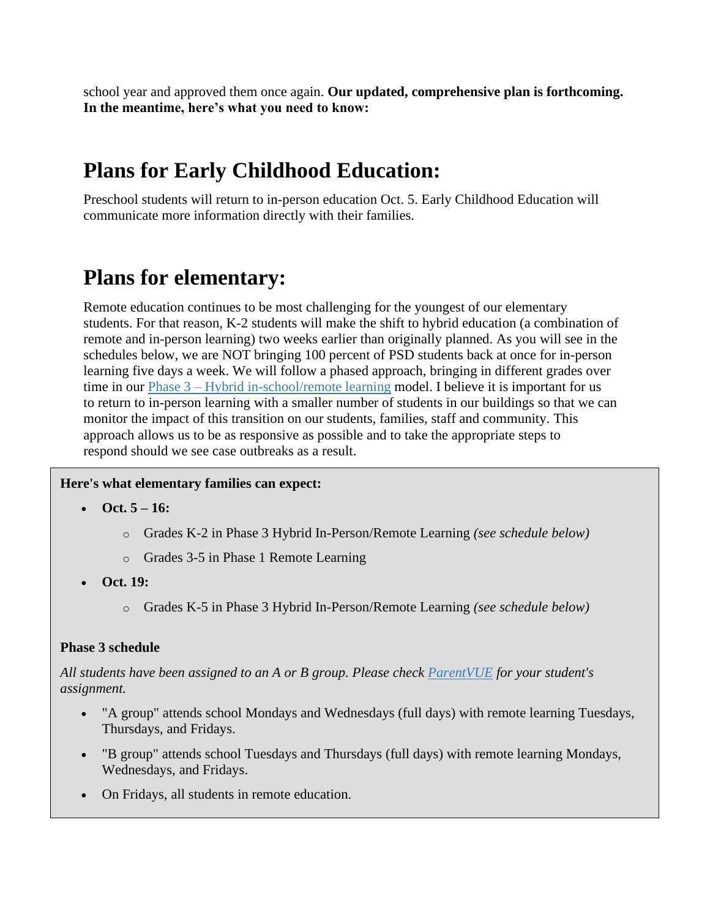school year and approved them once again. **Our updated, comprehensive plan is forthcoming. In the meantime, here's what you need to know:**

## Plans for Early Childhood Education:

Preschool students will return to in-person education Oct. 5. Early Childhood Education will communicate more information directly with their families.

## Plans for elementary:

Remote education continues to be most challenging for the youngest of our elementary students. For that reason, K-2 students will make the shift to hybrid education (a combination of remote and in-person learning) two weeks earlier than originally planned. As you will see in the schedules below, we are NOT bringing 100 percent of PSD students back at once for in-person learning five days a week. We will follow a phased approach, bringing in different grades over time in our [Phase 3 – Hybrid in-school/remote learning]() model. I believe it is important for us to return to in-person learning with a smaller number of students in our buildings so that we can monitor the impact of this transition on our students, families, staff and community. This approach allows us to be as responsive as possible and to take the appropriate steps to respond should we see case outbreaks as a result.

**Here's what elementary families can expect:**

- **Oct. 5 – 16:**
  - Grades K-2 in Phase 3 Hybrid In-Person/Remote Learning *(see schedule below)*
  - Grades 3-5 in Phase 1 Remote Learning
- **Oct. 19:**
  - Grades K-5 in Phase 3 Hybrid In-Person/Remote Learning *(see schedule below)*

**Phase 3 schedule**

*All students have been assigned to an A or B group. Please check [ParentVUE]() for your student's assignment.*

- "A group" attends school Mondays and Wednesdays (full days) with remote learning Tuesdays, Thursdays, and Fridays.
- "B group" attends school Tuesdays and Thursdays (full days) with remote learning Mondays, Wednesdays, and Fridays.
- On Fridays, all students in remote education.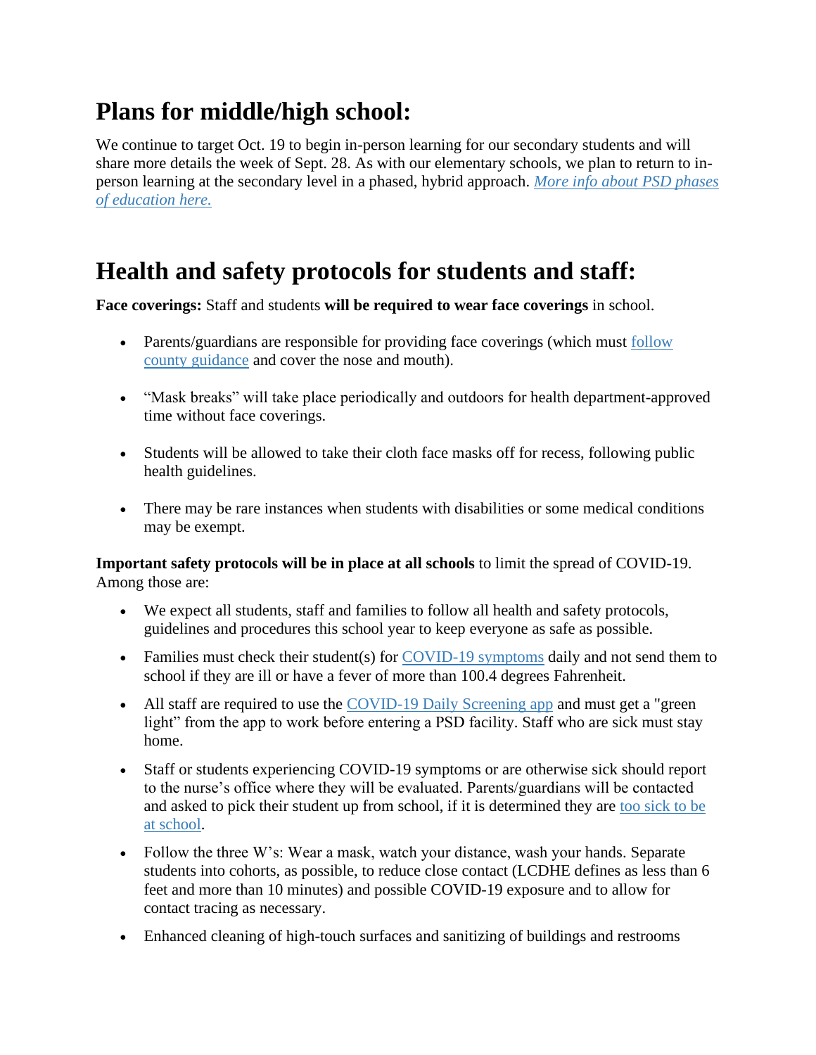# Plans for middle/high school:

We continue to target Oct. 19 to begin in-person learning for our secondary students and will share more details the week of Sept. 28. As with our elementary schools, we plan to return to in-person learning at the secondary level in a phased, hybrid approach. *More info about PSD phases of education here.*

# Health and safety protocols for students and staff:

**Face coverings:** Staff and students **will be required to wear face coverings** in school.

- Parents/guardians are responsible for providing face coverings (which must follow county guidance and cover the nose and mouth).
- "Mask breaks" will take place periodically and outdoors for health department-approved time without face coverings.
- Students will be allowed to take their cloth face masks off for recess, following public health guidelines.
- There may be rare instances when students with disabilities or some medical conditions may be exempt.

**Important safety protocols will be in place at all schools** to limit the spread of COVID-19. Among those are:

- We expect all students, staff and families to follow all health and safety protocols, guidelines and procedures this school year to keep everyone as safe as possible.
- Families must check their student(s) for COVID-19 symptoms daily and not send them to school if they are ill or have a fever of more than 100.4 degrees Fahrenheit.
- All staff are required to use the COVID-19 Daily Screening app and must get a "green light" from the app to work before entering a PSD facility. Staff who are sick must stay home.
- Staff or students experiencing COVID-19 symptoms or are otherwise sick should report to the nurse's office where they will be evaluated. Parents/guardians will be contacted and asked to pick their student up from school, if it is determined they are too sick to be at school.
- Follow the three W's: Wear a mask, watch your distance, wash your hands. Separate students into cohorts, as possible, to reduce close contact (LCDHE defines as less than 6 feet and more than 10 minutes) and possible COVID-19 exposure and to allow for contact tracing as necessary.
- Enhanced cleaning of high-touch surfaces and sanitizing of buildings and restrooms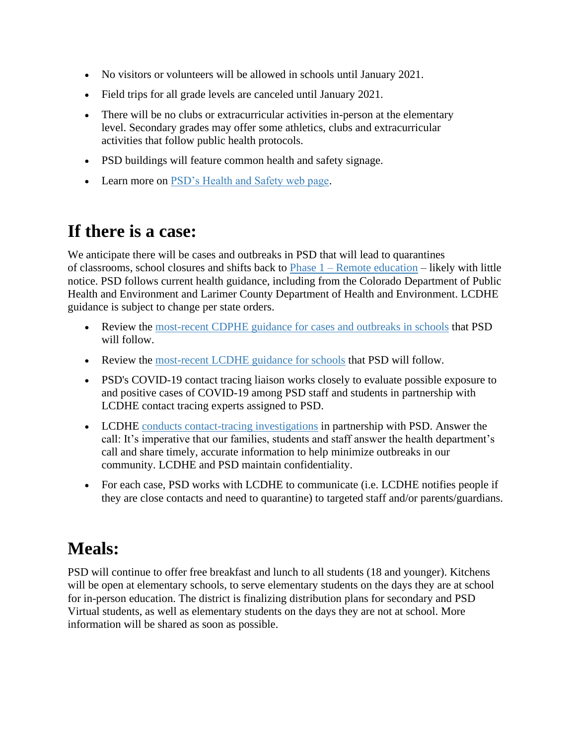- No visitors or volunteers will be allowed in schools until January 2021.
- Field trips for all grade levels are canceled until January 2021.
- There will be no clubs or extracurricular activities in-person at the elementary level. Secondary grades may offer some athletics, clubs and extracurricular activities that follow public health protocols.
- PSD buildings will feature common health and safety signage.
- Learn more on PSD's Health and Safety web page.

## If there is a case:

We anticipate there will be cases and outbreaks in PSD that will lead to quarantines of classrooms, school closures and shifts back to Phase 1 – Remote education – likely with little notice. PSD follows current health guidance, including from the Colorado Department of Public Health and Environment and Larimer County Department of Health and Environment. LCDHE guidance is subject to change per state orders.

- Review the most-recent CDPHE guidance for cases and outbreaks in schools that PSD will follow.
- Review the most-recent LCDHE guidance for schools that PSD will follow.
- PSD's COVID-19 contact tracing liaison works closely to evaluate possible exposure to and positive cases of COVID-19 among PSD staff and students in partnership with LCDHE contact tracing experts assigned to PSD.
- LCDHE conducts contact-tracing investigations in partnership with PSD. Answer the call: It's imperative that our families, students and staff answer the health department's call and share timely, accurate information to help minimize outbreaks in our community. LCDHE and PSD maintain confidentiality.
- For each case, PSD works with LCDHE to communicate (i.e. LCDHE notifies people if they are close contacts and need to quarantine) to targeted staff and/or parents/guardians.

## Meals:

PSD will continue to offer free breakfast and lunch to all students (18 and younger). Kitchens will be open at elementary schools, to serve elementary students on the days they are at school for in-person education. The district is finalizing distribution plans for secondary and PSD Virtual students, as well as elementary students on the days they are not at school. More information will be shared as soon as possible.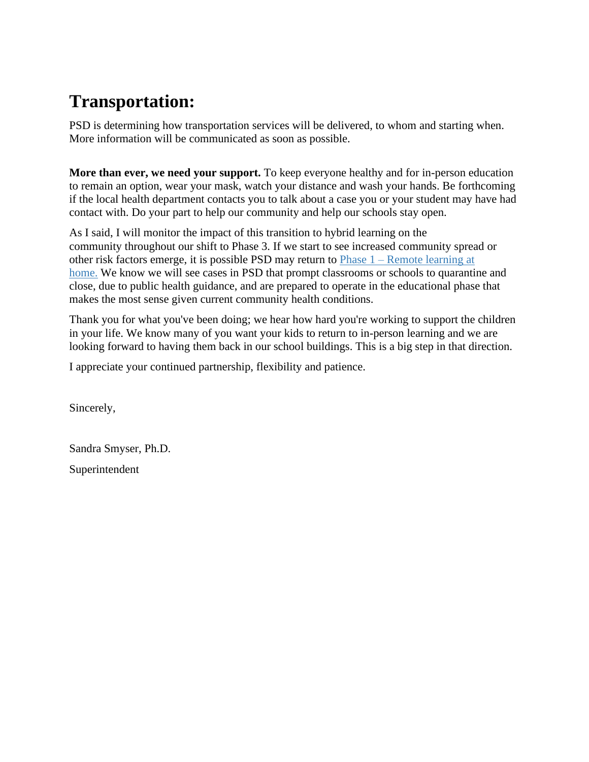# Transportation:

PSD is determining how transportation services will be delivered, to whom and starting when. More information will be communicated as soon as possible.

**More than ever, we need your support.** To keep everyone healthy and for in-person education to remain an option, wear your mask, watch your distance and wash your hands. Be forthcoming if the local health department contacts you to talk about a case you or your student may have had contact with. Do your part to help our community and help our schools stay open.

As I said, I will monitor the impact of this transition to hybrid learning on the community throughout our shift to Phase 3. If we start to see increased community spread or other risk factors emerge, it is possible PSD may return to Phase 1 – Remote learning at home. We know we will see cases in PSD that prompt classrooms or schools to quarantine and close, due to public health guidance, and are prepared to operate in the educational phase that makes the most sense given current community health conditions.

Thank you for what you've been doing; we hear how hard you're working to support the children in your life. We know many of you want your kids to return to in-person learning and we are looking forward to having them back in our school buildings. This is a big step in that direction.

I appreciate your continued partnership, flexibility and patience.

Sincerely,

Sandra Smyser, Ph.D.

Superintendent